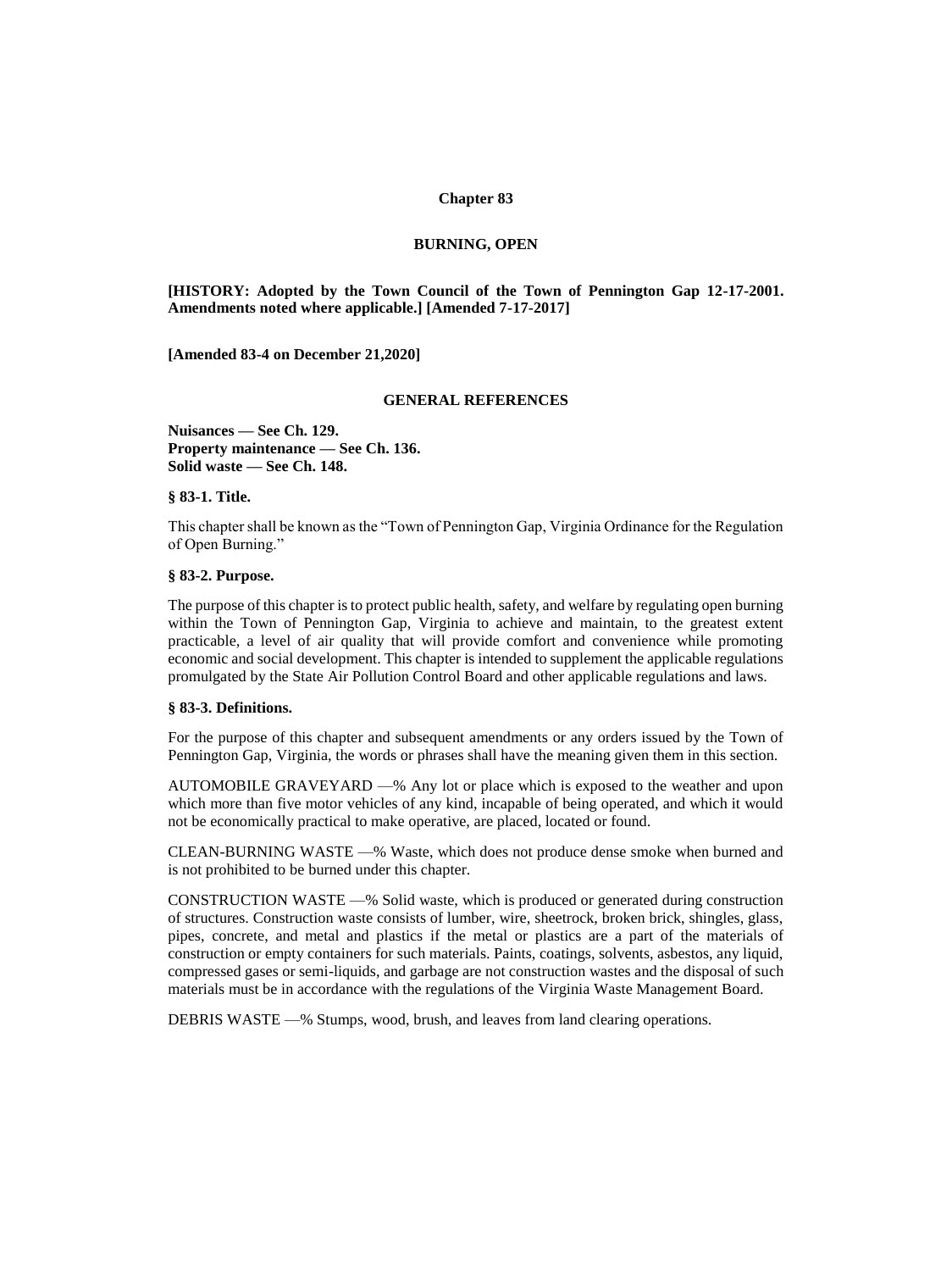# Chapter 83

## BURNING, OPEN

**[HISTORY: Adopted by the Town Council of the Town of Pennington Gap 12-17-2001. Amendments noted where applicable.] [Amended 7-17-2017]**

**[Amended 83-4 on December 21,2020]**

### GENERAL REFERENCES

**Nuisances — See Ch. 129.**
**Property maintenance — See Ch. 136.**
**Solid waste — See Ch. 148.**

### § 83-1. Title.

This chapter shall be known as the "Town of Pennington Gap, Virginia Ordinance for the Regulation of Open Burning."

### § 83-2. Purpose.

The purpose of this chapter is to protect public health, safety, and welfare by regulating open burning within the Town of Pennington Gap, Virginia to achieve and maintain, to the greatest extent practicable, a level of air quality that will provide comfort and convenience while promoting economic and social development. This chapter is intended to supplement the applicable regulations promulgated by the State Air Pollution Control Board and other applicable regulations and laws.

### § 83-3. Definitions.

For the purpose of this chapter and subsequent amendments or any orders issued by the Town of Pennington Gap, Virginia, the words or phrases shall have the meaning given them in this section.

AUTOMOBILE GRAVEYARD —% Any lot or place which is exposed to the weather and upon which more than five motor vehicles of any kind, incapable of being operated, and which it would not be economically practical to make operative, are placed, located or found.

CLEAN-BURNING WASTE —% Waste, which does not produce dense smoke when burned and is not prohibited to be burned under this chapter.

CONSTRUCTION WASTE —% Solid waste, which is produced or generated during construction of structures. Construction waste consists of lumber, wire, sheetrock, broken brick, shingles, glass, pipes, concrete, and metal and plastics if the metal or plastics are a part of the materials of construction or empty containers for such materials. Paints, coatings, solvents, asbestos, any liquid, compressed gases or semi-liquids, and garbage are not construction wastes and the disposal of such materials must be in accordance with the regulations of the Virginia Waste Management Board.

DEBRIS WASTE —% Stumps, wood, brush, and leaves from land clearing operations.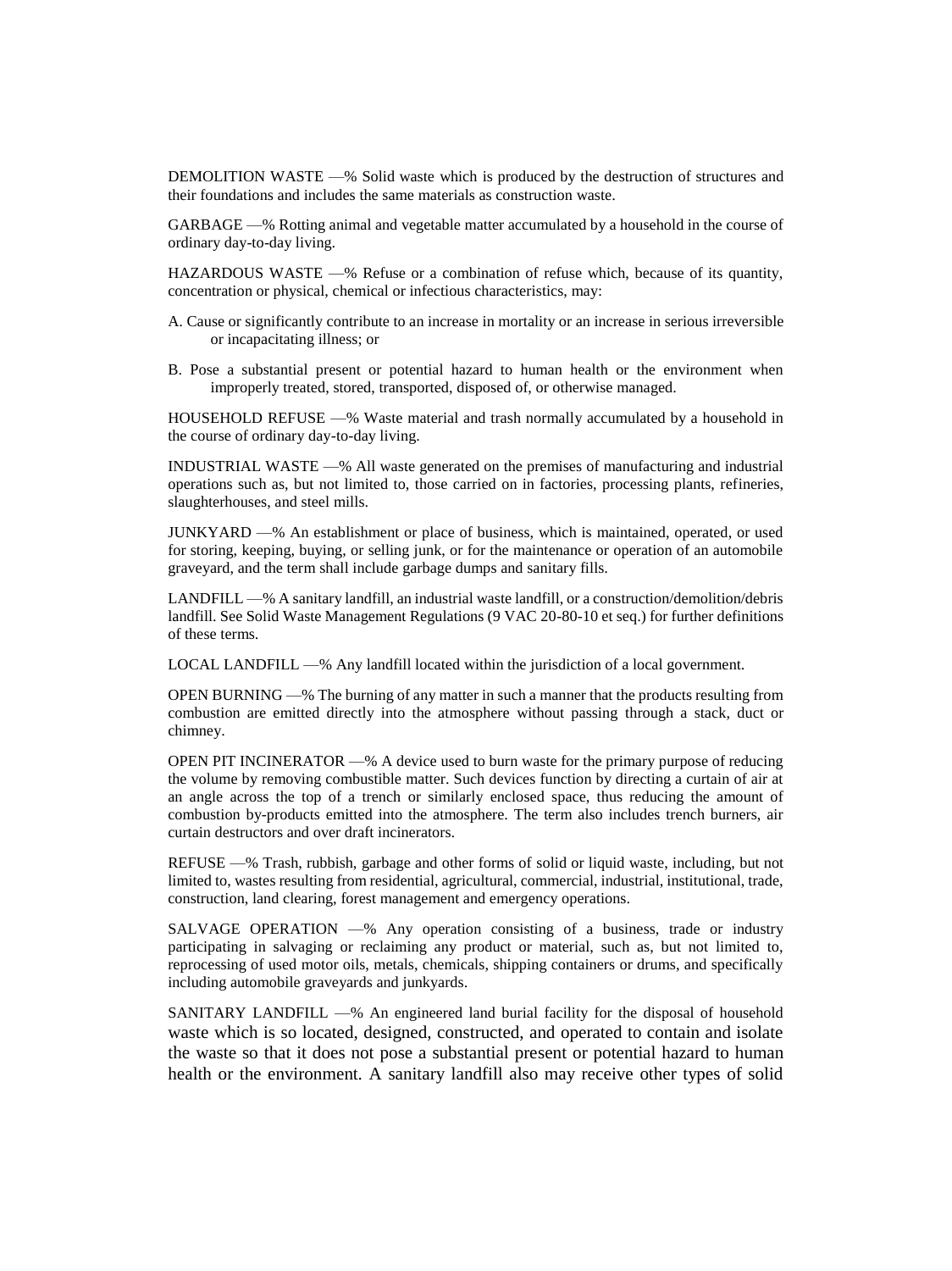DEMOLITION WASTE —% Solid waste which is produced by the destruction of structures and their foundations and includes the same materials as construction waste.

GARBAGE —% Rotting animal and vegetable matter accumulated by a household in the course of ordinary day-to-day living.

HAZARDOUS WASTE —% Refuse or a combination of refuse which, because of its quantity, concentration or physical, chemical or infectious characteristics, may:

A. Cause or significantly contribute to an increase in mortality or an increase in serious irreversible or incapacitating illness; or

B. Pose a substantial present or potential hazard to human health or the environment when improperly treated, stored, transported, disposed of, or otherwise managed.

HOUSEHOLD REFUSE —% Waste material and trash normally accumulated by a household in the course of ordinary day-to-day living.

INDUSTRIAL WASTE —% All waste generated on the premises of manufacturing and industrial operations such as, but not limited to, those carried on in factories, processing plants, refineries, slaughterhouses, and steel mills.

JUNKYARD —% An establishment or place of business, which is maintained, operated, or used for storing, keeping, buying, or selling junk, or for the maintenance or operation of an automobile graveyard, and the term shall include garbage dumps and sanitary fills.

LANDFILL —% A sanitary landfill, an industrial waste landfill, or a construction/demolition/debris landfill. See Solid Waste Management Regulations (9 VAC 20-80-10 et seq.) for further definitions of these terms.

LOCAL LANDFILL —% Any landfill located within the jurisdiction of a local government.

OPEN BURNING —% The burning of any matter in such a manner that the products resulting from combustion are emitted directly into the atmosphere without passing through a stack, duct or chimney.

OPEN PIT INCINERATOR —% A device used to burn waste for the primary purpose of reducing the volume by removing combustible matter. Such devices function by directing a curtain of air at an angle across the top of a trench or similarly enclosed space, thus reducing the amount of combustion by-products emitted into the atmosphere. The term also includes trench burners, air curtain destructors and over draft incinerators.

REFUSE —% Trash, rubbish, garbage and other forms of solid or liquid waste, including, but not limited to, wastes resulting from residential, agricultural, commercial, industrial, institutional, trade, construction, land clearing, forest management and emergency operations.

SALVAGE OPERATION —% Any operation consisting of a business, trade or industry participating in salvaging or reclaiming any product or material, such as, but not limited to, reprocessing of used motor oils, metals, chemicals, shipping containers or drums, and specifically including automobile graveyards and junkyards.

SANITARY LANDFILL —% An engineered land burial facility for the disposal of household waste which is so located, designed, constructed, and operated to contain and isolate the waste so that it does not pose a substantial present or potential hazard to human health or the environment. A sanitary landfill also may receive other types of solid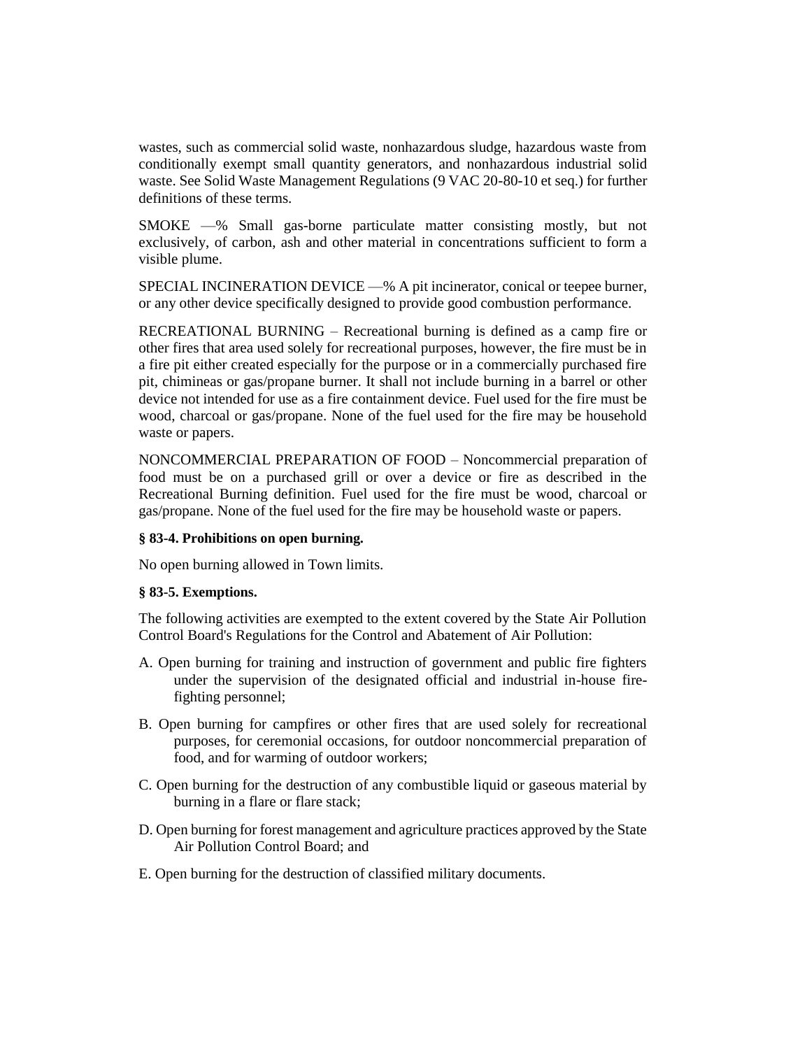wastes, such as commercial solid waste, nonhazardous sludge, hazardous waste from conditionally exempt small quantity generators, and nonhazardous industrial solid waste. See Solid Waste Management Regulations (9 VAC 20-80-10 et seq.) for further definitions of these terms.

SMOKE —% Small gas-borne particulate matter consisting mostly, but not exclusively, of carbon, ash and other material in concentrations sufficient to form a visible plume.

SPECIAL INCINERATION DEVICE —% A pit incinerator, conical or teepee burner, or any other device specifically designed to provide good combustion performance.

RECREATIONAL BURNING – Recreational burning is defined as a camp fire or other fires that area used solely for recreational purposes, however, the fire must be in a fire pit either created especially for the purpose or in a commercially purchased fire pit, chimineas or gas/propane burner. It shall not include burning in a barrel or other device not intended for use as a fire containment device. Fuel used for the fire must be wood, charcoal or gas/propane. None of the fuel used for the fire may be household waste or papers.

NONCOMMERCIAL PREPARATION OF FOOD – Noncommercial preparation of food must be on a purchased grill or over a device or fire as described in the Recreational Burning definition. Fuel used for the fire must be wood, charcoal or gas/propane. None of the fuel used for the fire may be household waste or papers.

**§ 83-4. Prohibitions on open burning.**

No open burning allowed in Town limits.

**§ 83-5. Exemptions.**

The following activities are exempted to the extent covered by the State Air Pollution Control Board's Regulations for the Control and Abatement of Air Pollution:

A. Open burning for training and instruction of government and public fire fighters under the supervision of the designated official and industrial in-house fire-fighting personnel;

B. Open burning for campfires or other fires that are used solely for recreational purposes, for ceremonial occasions, for outdoor noncommercial preparation of food, and for warming of outdoor workers;

C. Open burning for the destruction of any combustible liquid or gaseous material by burning in a flare or flare stack;

D. Open burning for forest management and agriculture practices approved by the State Air Pollution Control Board; and

E. Open burning for the destruction of classified military documents.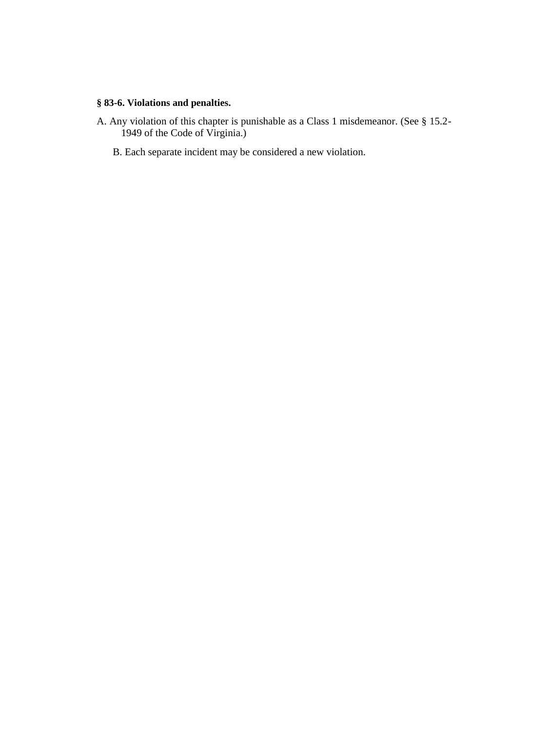**§ 83-6. Violations and penalties.**

A. Any violation of this chapter is punishable as a Class 1 misdemeanor. (See § 15.2-1949 of the Code of Virginia.)

B. Each separate incident may be considered a new violation.